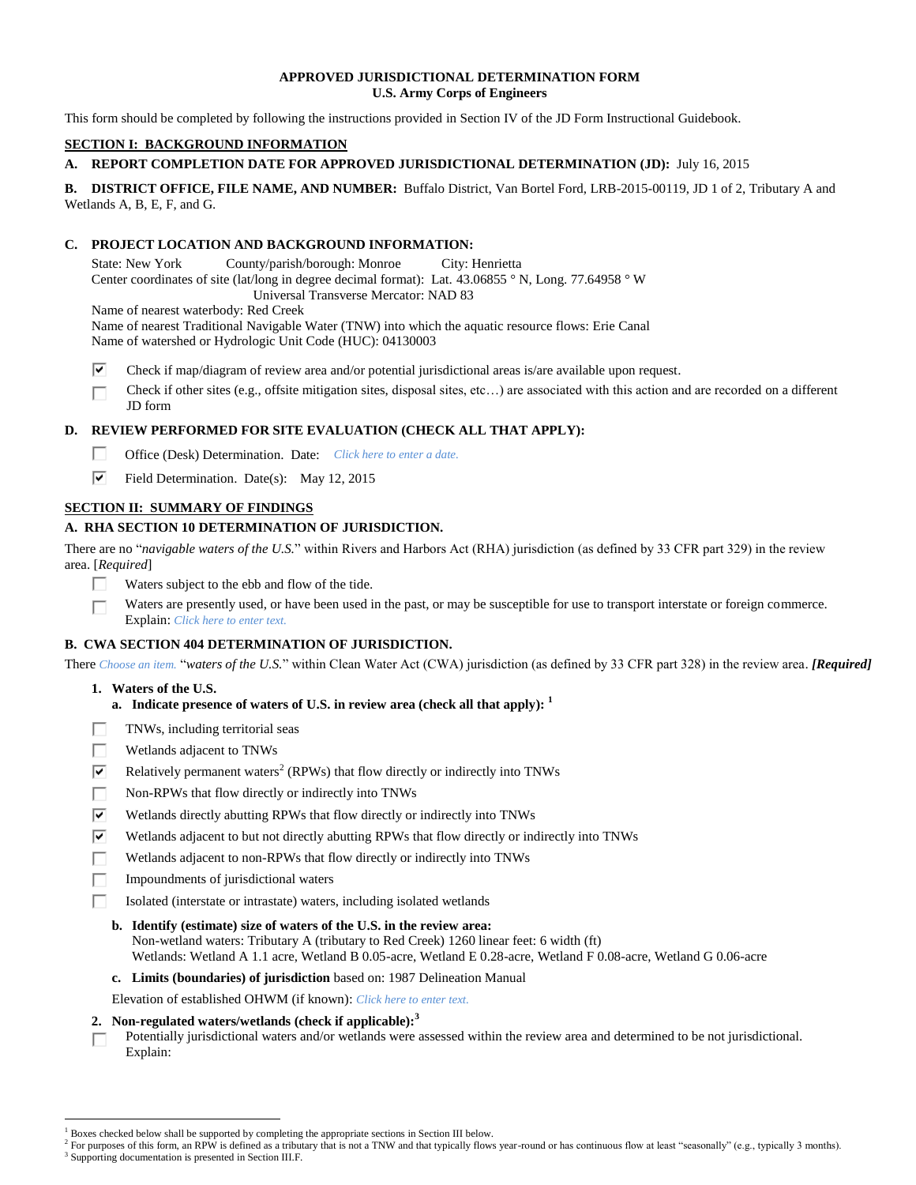# APPROVED JURISDICTIONAL DETERMINATION FORM
## U.S. Army Corps of Engineers

This form should be completed by following the instructions provided in Section IV of the JD Form Instructional Guidebook.

## SECTION I: BACKGROUND INFORMATION

**A. REPORT COMPLETION DATE FOR APPROVED JURISDICTIONAL DETERMINATION (JD):** July 16, 2015

**B. DISTRICT OFFICE, FILE NAME, AND NUMBER:** Buffalo District, Van Bortel Ford, LRB-2015-00119, JD 1 of 2, Tributary A and Wetlands A, B, E, F, and G.

**C. PROJECT LOCATION AND BACKGROUND INFORMATION:**

State: New York County/parish/borough: Monroe City: Henrietta
Center coordinates of site (lat/long in degree decimal format): Lat. 43.06855 ° N, Long. 77.64958 ° W
Universal Transverse Mercator: NAD 83
Name of nearest waterbody: Red Creek
Name of nearest Traditional Navigable Water (TNW) into which the aquatic resource flows: Erie Canal
Name of watershed or Hydrologic Unit Code (HUC): 04130003

- [x] Check if map/diagram of review area and/or potential jurisdictional areas is/are available upon request.
- [ ] Check if other sites (e.g., offsite mitigation sites, disposal sites, etc…) are associated with this action and are recorded on a different JD form

**D. REVIEW PERFORMED FOR SITE EVALUATION (CHECK ALL THAT APPLY):**

- [ ] Office (Desk) Determination. Date: *Click here to enter a date.*
- [x] Field Determination. Date(s): May 12, 2015

## SECTION II: SUMMARY OF FINDINGS

**A. RHA SECTION 10 DETERMINATION OF JURISDICTION.**

There are no "*navigable waters of the U.S.*" within Rivers and Harbors Act (RHA) jurisdiction (as defined by 33 CFR part 329) in the review area. [*Required*]

- [ ] Waters subject to the ebb and flow of the tide.
- [ ] Waters are presently used, or have been used in the past, or may be susceptible for use to transport interstate or foreign commerce. Explain: *Click here to enter text.*

**B. CWA SECTION 404 DETERMINATION OF JURISDICTION.**

There *Choose an item.* "*waters of the U.S.*" within Clean Water Act (CWA) jurisdiction (as defined by 33 CFR part 328) in the review area. ***[Required]***

**1. Waters of the U.S.**

**a. Indicate presence of waters of U.S. in review area (check all that apply):** [1]

- [ ] TNWs, including territorial seas
- [ ] Wetlands adjacent to TNWs
- [x] Relatively permanent waters[2] (RPWs) that flow directly or indirectly into TNWs
- [ ] Non-RPWs that flow directly or indirectly into TNWs
- [x] Wetlands directly abutting RPWs that flow directly or indirectly into TNWs
- [x] Wetlands adjacent to but not directly abutting RPWs that flow directly or indirectly into TNWs
- [ ] Wetlands adjacent to non-RPWs that flow directly or indirectly into TNWs
- [ ] Impoundments of jurisdictional waters
- [ ] Isolated (interstate or intrastate) waters, including isolated wetlands

**b. Identify (estimate) size of waters of the U.S. in the review area:**
Non-wetland waters: Tributary A (tributary to Red Creek) 1260 linear feet: 6 width (ft)
Wetlands: Wetland A 1.1 acre, Wetland B 0.05-acre, Wetland E 0.28-acre, Wetland F 0.08-acre, Wetland G 0.06-acre

**c. Limits (boundaries) of jurisdiction** based on: 1987 Delineation Manual

Elevation of established OHWM (if known): *Click here to enter text.*

**2. Non-regulated waters/wetlands (check if applicable):**[3]

- [ ] Potentially jurisdictional waters and/or wetlands were assessed within the review area and determined to be not jurisdictional. Explain:

---

[1] Boxes checked below shall be supported by completing the appropriate sections in Section III below.
[2] For purposes of this form, an RPW is defined as a tributary that is not a TNW and that typically flows year-round or has continuous flow at least "seasonally" (e.g., typically 3 months).
[3] Supporting documentation is presented in Section III.F.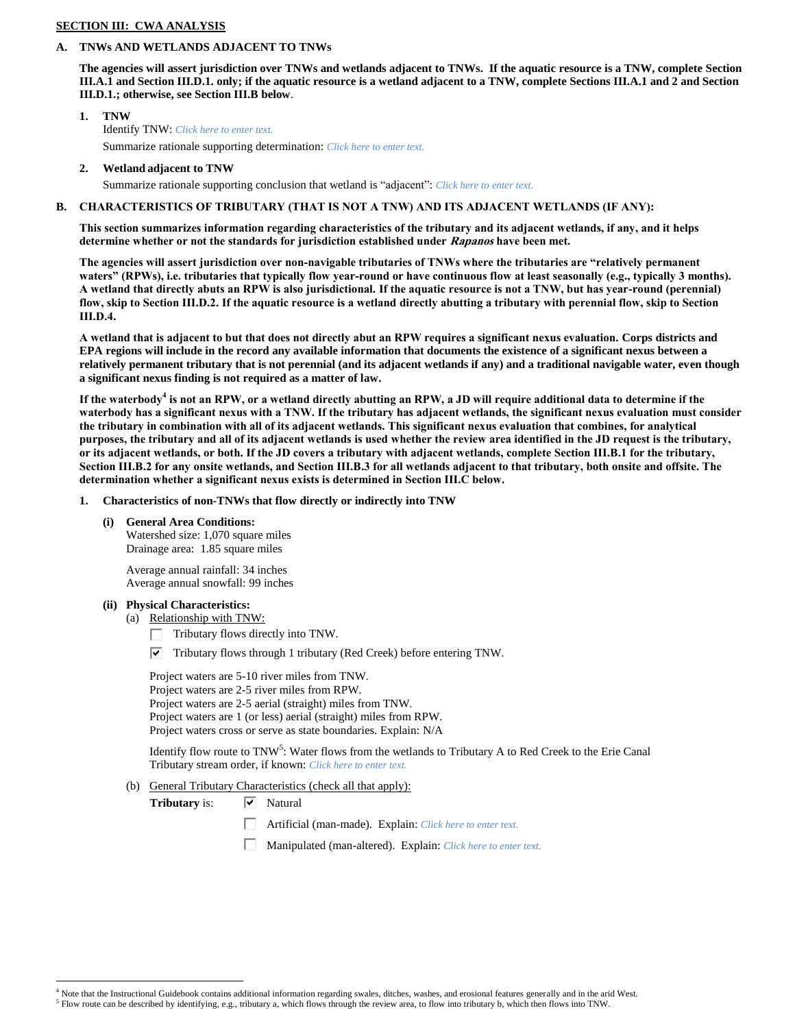## SECTION III: CWA ANALYSIS

### A. TNWs AND WETLANDS ADJACENT TO TNWs

**The agencies will assert jurisdiction over TNWs and wetlands adjacent to TNWs. If the aquatic resource is a TNW, complete Section III.A.1 and Section III.D.1. only; if the aquatic resource is a wetland adjacent to a TNW, complete Sections III.A.1 and 2 and Section III.D.1.; otherwise, see Section III.B below**.

**1. TNW**

Identify TNW: *Click here to enter text.*

Summarize rationale supporting determination: *Click here to enter text.*

**2. Wetland adjacent to TNW**

Summarize rationale supporting conclusion that wetland is "adjacent": *Click here to enter text.*

### B. CHARACTERISTICS OF TRIBUTARY (THAT IS NOT A TNW) AND ITS ADJACENT WETLANDS (IF ANY):

**This section summarizes information regarding characteristics of the tributary and its adjacent wetlands, if any, and it helps determine whether or not the standards for jurisdiction established under *Rapanos* have been met.**

**The agencies will assert jurisdiction over non-navigable tributaries of TNWs where the tributaries are "relatively permanent waters" (RPWs), i.e. tributaries that typically flow year-round or have continuous flow at least seasonally (e.g., typically 3 months). A wetland that directly abuts an RPW is also jurisdictional. If the aquatic resource is not a TNW, but has year-round (perennial) flow, skip to Section III.D.2. If the aquatic resource is a wetland directly abutting a tributary with perennial flow, skip to Section III.D.4.**

**A wetland that is adjacent to but that does not directly abut an RPW requires a significant nexus evaluation. Corps districts and EPA regions will include in the record any available information that documents the existence of a significant nexus between a relatively permanent tributary that is not perennial (and its adjacent wetlands if any) and a traditional navigable water, even though a significant nexus finding is not required as a matter of law.**

**If the waterbody[4] is not an RPW, or a wetland directly abutting an RPW, a JD will require additional data to determine if the waterbody has a significant nexus with a TNW. If the tributary has adjacent wetlands, the significant nexus evaluation must consider the tributary in combination with all of its adjacent wetlands. This significant nexus evaluation that combines, for analytical purposes, the tributary and all of its adjacent wetlands is used whether the review area identified in the JD request is the tributary, or its adjacent wetlands, or both. If the JD covers a tributary with adjacent wetlands, complete Section III.B.1 for the tributary, Section III.B.2 for any onsite wetlands, and Section III.B.3 for all wetlands adjacent to that tributary, both onsite and offsite. The determination whether a significant nexus exists is determined in Section III.C below.**

**1. Characteristics of non-TNWs that flow directly or indirectly into TNW**

**(i) General Area Conditions:**

Watershed size: 1,070 square miles
Drainage area: 1.85 square miles

Average annual rainfall: 34 inches
Average annual snowfall: 99 inches

**(ii) Physical Characteristics:**

(a) Relationship with TNW:

- ☐ Tributary flows directly into TNW.
- ☑ Tributary flows through 1 tributary (Red Creek) before entering TNW.

Project waters are 5-10 river miles from TNW.
Project waters are 2-5 river miles from RPW.
Project waters are 2-5 aerial (straight) miles from TNW.
Project waters are 1 (or less) aerial (straight) miles from RPW.
Project waters cross or serve as state boundaries. Explain: N/A

Identify flow route to TNW[5]: Water flows from the wetlands to Tributary A to Red Creek to the Erie Canal
Tributary stream order, if known: *Click here to enter text.*

(b) General Tributary Characteristics (check all that apply):

**Tributary** is:
- ☑ Natural
- ☐ Artificial (man-made). Explain: *Click here to enter text.*
- ☐ Manipulated (man-altered). Explain: *Click here to enter text.*

---

[4] Note that the Instructional Guidebook contains additional information regarding swales, ditches, washes, and erosional features generally and in the arid West.

[5] Flow route can be described by identifying, e.g., tributary a, which flows through the review area, to flow into tributary b, which then flows into TNW.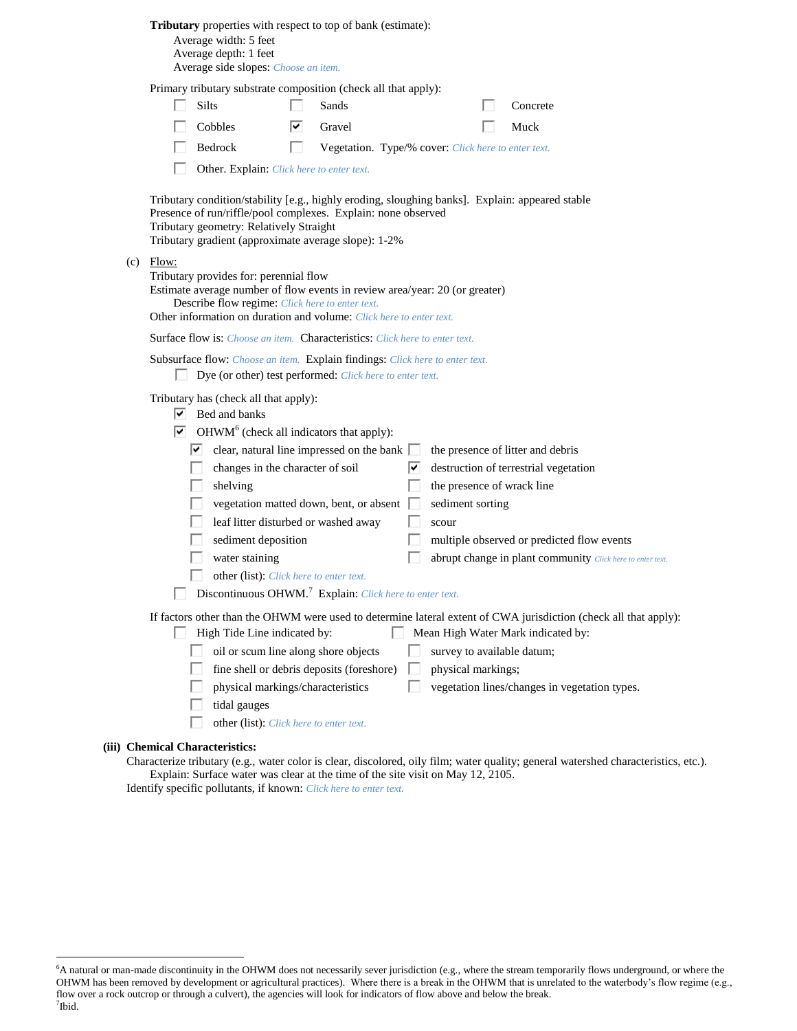**Tributary** properties with respect to top of bank (estimate):
Average width: 5 feet
Average depth: 1 feet
Average side slopes: Choose an item.

Primary tributary substrate composition (check all that apply):

- [ ] Silts
- [ ] Sands
- [ ] Concrete
- [ ] Cobbles
- [x] Gravel
- [ ] Muck
- [ ] Bedrock
- [ ] Vegetation. Type/% cover: Click here to enter text.
- [ ] Other. Explain: Click here to enter text.

Tributary condition/stability [e.g., highly eroding, sloughing banks]. Explain: appeared stable
Presence of run/riffle/pool complexes. Explain: none observed
Tributary geometry: Relatively Straight
Tributary gradient (approximate average slope): 1-2%

(c) Flow:
Tributary provides for: perennial flow
Estimate average number of flow events in review area/year: 20 (or greater)
Describe flow regime: Click here to enter text.
Other information on duration and volume: Click here to enter text.

Surface flow is: Choose an item. Characteristics: Click here to enter text.

Subsurface flow: Choose an item. Explain findings: Click here to enter text.
- [ ] Dye (or other) test performed: Click here to enter text.

Tributary has (check all that apply):
- [x] Bed and banks
- [x] OHWM[6] (check all indicators that apply):
  - [x] clear, natural line impressed on the bank
  - [ ] the presence of litter and debris
  - [ ] changes in the character of soil
  - [x] destruction of terrestrial vegetation
  - [ ] shelving
  - [ ] the presence of wrack line
  - [ ] vegetation matted down, bent, or absent
  - [ ] sediment sorting
  - [ ] leaf litter disturbed or washed away
  - [ ] scour
  - [ ] sediment deposition
  - [ ] multiple observed or predicted flow events
  - [ ] water staining
  - [ ] abrupt change in plant community Click here to enter text.
  - [ ] other (list): Click here to enter text.
- [ ] Discontinuous OHWM.[7] Explain: Click here to enter text.

If factors other than the OHWM were used to determine lateral extent of CWA jurisdiction (check all that apply):
- [ ] High Tide Line indicated by:
  - [ ] oil or scum line along shore objects
  - [ ] fine shell or debris deposits (foreshore)
  - [ ] physical markings/characteristics
  - [ ] tidal gauges
  - [ ] other (list): Click here to enter text.
- [ ] Mean High Water Mark indicated by:
  - [ ] survey to available datum;
  - [ ] physical markings;
  - [ ] vegetation lines/changes in vegetation types.

**(iii) Chemical Characteristics:**
Characterize tributary (e.g., water color is clear, discolored, oily film; water quality; general watershed characteristics, etc.).
Explain: Surface water was clear at the time of the site visit on May 12, 2105.
Identify specific pollutants, if known: Click here to enter text.

---

[6]A natural or man-made discontinuity in the OHWM does not necessarily sever jurisdiction (e.g., where the stream temporarily flows underground, or where the OHWM has been removed by development or agricultural practices). Where there is a break in the OHWM that is unrelated to the waterbody's flow regime (e.g., flow over a rock outcrop or through a culvert), the agencies will look for indicators of flow above and below the break.
[7]Ibid.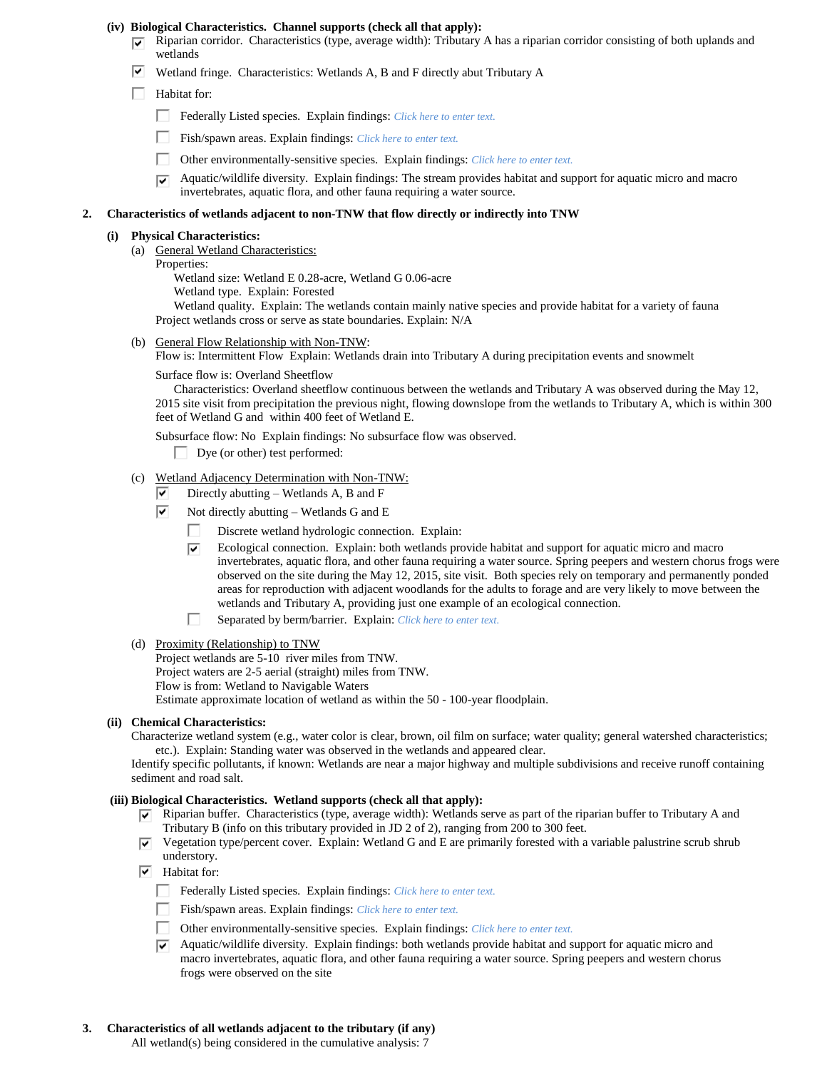**(iv) Biological Characteristics. Channel supports (check all that apply):**

- ☑ Riparian corridor. Characteristics (type, average width): Tributary A has a riparian corridor consisting of both uplands and wetlands
- ☑ Wetland fringe. Characteristics: Wetlands A, B and F directly abut Tributary A
- ☐ Habitat for:
  - ☐ Federally Listed species. Explain findings: *Click here to enter text.*
  - ☐ Fish/spawn areas. Explain findings: *Click here to enter text.*
  - ☐ Other environmentally-sensitive species. Explain findings: *Click here to enter text.*
  - ☑ Aquatic/wildlife diversity. Explain findings: The stream provides habitat and support for aquatic micro and macro invertebrates, aquatic flora, and other fauna requiring a water source.

**2. Characteristics of wetlands adjacent to non-TNW that flow directly or indirectly into TNW**

**(i) Physical Characteristics:**

(a) General Wetland Characteristics:

Properties:

Wetland size: Wetland E 0.28-acre, Wetland G 0.06-acre

Wetland type. Explain: Forested

Wetland quality. Explain: The wetlands contain mainly native species and provide habitat for a variety of fauna

Project wetlands cross or serve as state boundaries. Explain: N/A

(b) General Flow Relationship with Non-TNW:

Flow is: Intermittent Flow Explain: Wetlands drain into Tributary A during precipitation events and snowmelt

Surface flow is: Overland Sheetflow

Characteristics: Overland sheetflow continuous between the wetlands and Tributary A was observed during the May 12, 2015 site visit from precipitation the previous night, flowing downslope from the wetlands to Tributary A, which is within 300 feet of Wetland G and within 400 feet of Wetland E.

Subsurface flow: No Explain findings: No subsurface flow was observed.

☐ Dye (or other) test performed:

(c) Wetland Adjacency Determination with Non-TNW:

- ☑ Directly abutting – Wetlands A, B and F
- ☑ Not directly abutting – Wetlands G and E
  - ☐ Discrete wetland hydrologic connection. Explain:
  - ☑ Ecological connection. Explain: both wetlands provide habitat and support for aquatic micro and macro invertebrates, aquatic flora, and other fauna requiring a water source. Spring peepers and western chorus frogs were observed on the site during the May 12, 2015, site visit. Both species rely on temporary and permanently ponded areas for reproduction with adjacent woodlands for the adults to forage and are very likely to move between the wetlands and Tributary A, providing just one example of an ecological connection.
  - ☐ Separated by berm/barrier. Explain: *Click here to enter text.*

(d) Proximity (Relationship) to TNW

Project wetlands are 5-10 river miles from TNW.

Project waters are 2-5 aerial (straight) miles from TNW.

Flow is from: Wetland to Navigable Waters

Estimate approximate location of wetland as within the 50 - 100-year floodplain.

**(ii) Chemical Characteristics:**

Characterize wetland system (e.g., water color is clear, brown, oil film on surface; water quality; general watershed characteristics; etc.). Explain: Standing water was observed in the wetlands and appeared clear.

Identify specific pollutants, if known: Wetlands are near a major highway and multiple subdivisions and receive runoff containing sediment and road salt.

**(iii) Biological Characteristics. Wetland supports (check all that apply):**

- ☑ Riparian buffer. Characteristics (type, average width): Wetlands serve as part of the riparian buffer to Tributary A and Tributary B (info on this tributary provided in JD 2 of 2), ranging from 200 to 300 feet.
- ☑ Vegetation type/percent cover. Explain: Wetland G and E are primarily forested with a variable palustrine scrub shrub understory.
- ☑ Habitat for:
  - ☐ Federally Listed species. Explain findings: *Click here to enter text.*
  - ☐ Fish/spawn areas. Explain findings: *Click here to enter text.*
  - ☐ Other environmentally-sensitive species. Explain findings: *Click here to enter text.*
  - ☑ Aquatic/wildlife diversity. Explain findings: both wetlands provide habitat and support for aquatic micro and macro invertebrates, aquatic flora, and other fauna requiring a water source. Spring peepers and western chorus frogs were observed on the site

**3. Characteristics of all wetlands adjacent to the tributary (if any)**

All wetland(s) being considered in the cumulative analysis: 7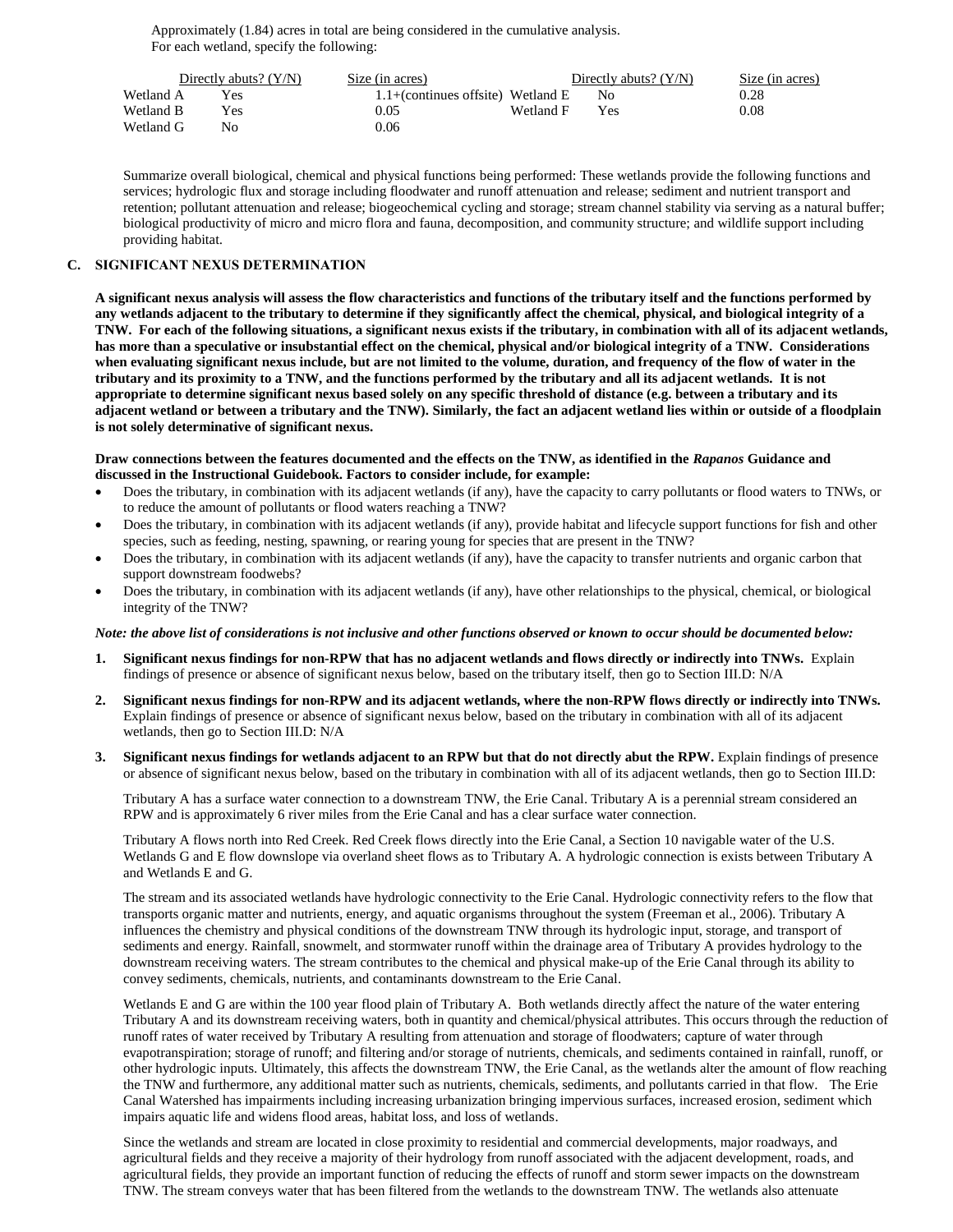Approximately (1.84) acres in total are being considered in the cumulative analysis.
For each wetland, specify the following:

| | Directly abuts? (Y/N) | Size (in acres) | | Directly abuts? (Y/N) | Size (in acres) |
|---|---|---|---|---|---|
| Wetland A | Yes | 1.1+(continues offsite) | Wetland E | No | 0.28 |
| Wetland B | Yes | 0.05 | Wetland F | Yes | 0.08 |
| Wetland G | No | 0.06 | | | |

Summarize overall biological, chemical and physical functions being performed: These wetlands provide the following functions and services; hydrologic flux and storage including floodwater and runoff attenuation and release; sediment and nutrient transport and retention; pollutant attenuation and release; biogeochemical cycling and storage; stream channel stability via serving as a natural buffer; biological productivity of micro and micro flora and fauna, decomposition, and community structure; and wildlife support including providing habitat.

## C. SIGNIFICANT NEXUS DETERMINATION

**A significant nexus analysis will assess the flow characteristics and functions of the tributary itself and the functions performed by any wetlands adjacent to the tributary to determine if they significantly affect the chemical, physical, and biological integrity of a TNW. For each of the following situations, a significant nexus exists if the tributary, in combination with all of its adjacent wetlands, has more than a speculative or insubstantial effect on the chemical, physical and/or biological integrity of a TNW. Considerations when evaluating significant nexus include, but are not limited to the volume, duration, and frequency of the flow of water in the tributary and its proximity to a TNW, and the functions performed by the tributary and all its adjacent wetlands. It is not appropriate to determine significant nexus based solely on any specific threshold of distance (e.g. between a tributary and its adjacent wetland or between a tributary and the TNW). Similarly, the fact an adjacent wetland lies within or outside of a floodplain is not solely determinative of significant nexus.**

**Draw connections between the features documented and the effects on the TNW, as identified in the *Rapanos* Guidance and discussed in the Instructional Guidebook. Factors to consider include, for example:**

- Does the tributary, in combination with its adjacent wetlands (if any), have the capacity to carry pollutants or flood waters to TNWs, or to reduce the amount of pollutants or flood waters reaching a TNW?
- Does the tributary, in combination with its adjacent wetlands (if any), provide habitat and lifecycle support functions for fish and other species, such as feeding, nesting, spawning, or rearing young for species that are present in the TNW?
- Does the tributary, in combination with its adjacent wetlands (if any), have the capacity to transfer nutrients and organic carbon that support downstream foodwebs?
- Does the tributary, in combination with its adjacent wetlands (if any), have other relationships to the physical, chemical, or biological integrity of the TNW?

***Note: the above list of considerations is not inclusive and other functions observed or known to occur should be documented below:***

1. **Significant nexus findings for non-RPW that has no adjacent wetlands and flows directly or indirectly into TNWs.** Explain findings of presence or absence of significant nexus below, based on the tributary itself, then go to Section III.D: N/A

2. **Significant nexus findings for non-RPW and its adjacent wetlands, where the non-RPW flows directly or indirectly into TNWs.** Explain findings of presence or absence of significant nexus below, based on the tributary in combination with all of its adjacent wetlands, then go to Section III.D: N/A

3. **Significant nexus findings for wetlands adjacent to an RPW but that do not directly abut the RPW.** Explain findings of presence or absence of significant nexus below, based on the tributary in combination with all of its adjacent wetlands, then go to Section III.D:

   Tributary A has a surface water connection to a downstream TNW, the Erie Canal. Tributary A is a perennial stream considered an RPW and is approximately 6 river miles from the Erie Canal and has a clear surface water connection.

   Tributary A flows north into Red Creek. Red Creek flows directly into the Erie Canal, a Section 10 navigable water of the U.S. Wetlands G and E flow downslope via overland sheet flows as to Tributary A. A hydrologic connection is exists between Tributary A and Wetlands E and G.

   The stream and its associated wetlands have hydrologic connectivity to the Erie Canal. Hydrologic connectivity refers to the flow that transports organic matter and nutrients, energy, and aquatic organisms throughout the system (Freeman et al., 2006). Tributary A influences the chemistry and physical conditions of the downstream TNW through its hydrologic input, storage, and transport of sediments and energy. Rainfall, snowmelt, and stormwater runoff within the drainage area of Tributary A provides hydrology to the downstream receiving waters. The stream contributes to the chemical and physical make-up of the Erie Canal through its ability to convey sediments, chemicals, nutrients, and contaminants downstream to the Erie Canal.

   Wetlands E and G are within the 100 year flood plain of Tributary A. Both wetlands directly affect the nature of the water entering Tributary A and its downstream receiving waters, both in quantity and chemical/physical attributes. This occurs through the reduction of runoff rates of water received by Tributary A resulting from attenuation and storage of floodwaters; capture of water through evapotranspiration; storage of runoff; and filtering and/or storage of nutrients, chemicals, and sediments contained in rainfall, runoff, or other hydrologic inputs. Ultimately, this affects the downstream TNW, the Erie Canal, as the wetlands alter the amount of flow reaching the TNW and furthermore, any additional matter such as nutrients, chemicals, sediments, and pollutants carried in that flow. The Erie Canal Watershed has impairments including increasing urbanization bringing impervious surfaces, increased erosion, sediment which impairs aquatic life and widens flood areas, habitat loss, and loss of wetlands.

   Since the wetlands and stream are located in close proximity to residential and commercial developments, major roadways, and agricultural fields and they receive a majority of their hydrology from runoff associated with the adjacent development, roads, and agricultural fields, they provide an important function of reducing the effects of runoff and storm sewer impacts on the downstream TNW. The stream conveys water that has been filtered from the wetlands to the downstream TNW. The wetlands also attenuate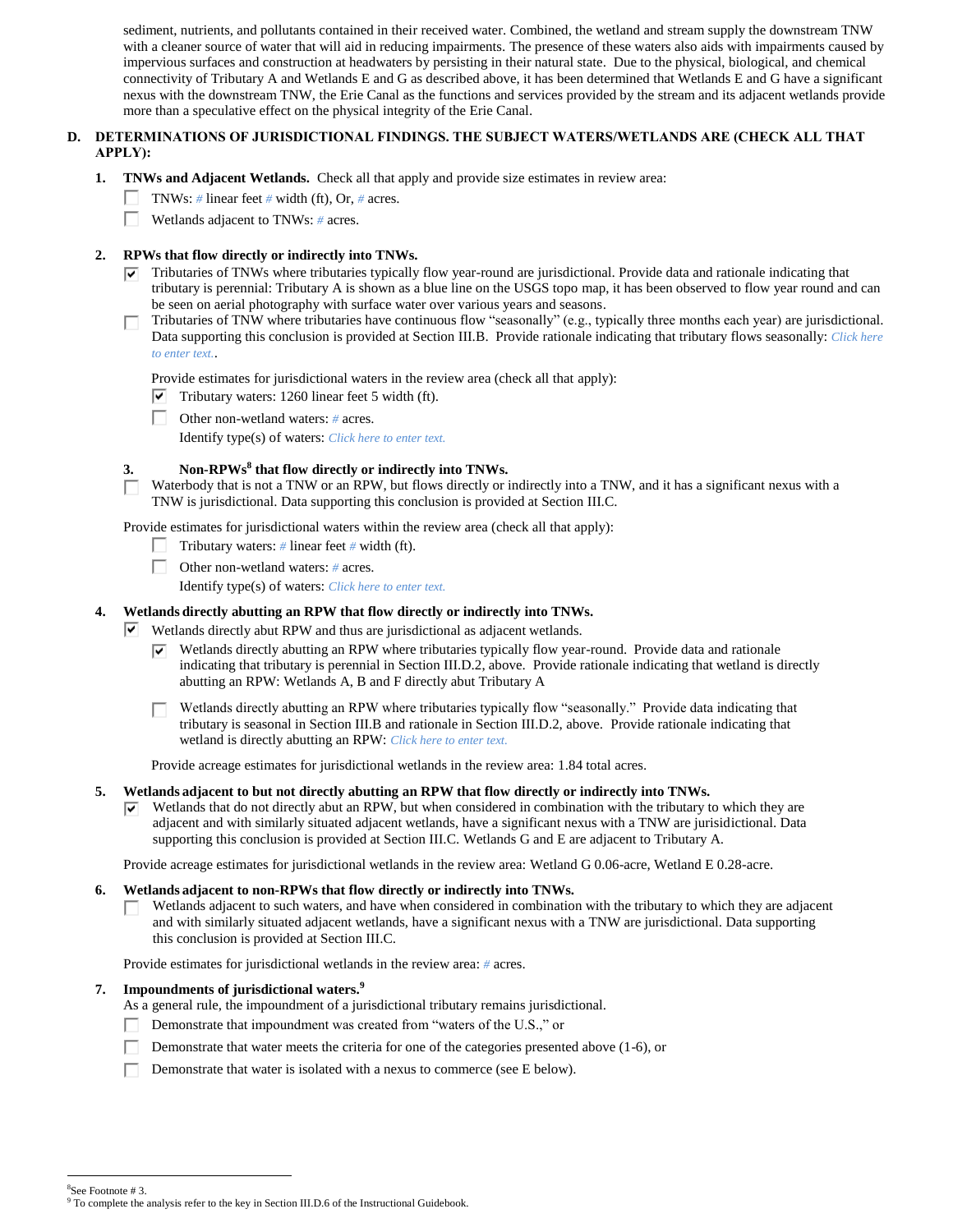sediment, nutrients, and pollutants contained in their received water. Combined, the wetland and stream supply the downstream TNW with a cleaner source of water that will aid in reducing impairments. The presence of these waters also aids with impairments caused by impervious surfaces and construction at headwaters by persisting in their natural state. Due to the physical, biological, and chemical connectivity of Tributary A and Wetlands E and G as described above, it has been determined that Wetlands E and G have a significant nexus with the downstream TNW, the Erie Canal as the functions and services provided by the stream and its adjacent wetlands provide more than a speculative effect on the physical integrity of the Erie Canal.

**D. DETERMINATIONS OF JURISDICTIONAL FINDINGS. THE SUBJECT WATERS/WETLANDS ARE (CHECK ALL THAT APPLY):**

**1. TNWs and Adjacent Wetlands.** Check all that apply and provide size estimates in review area:

- ☐ TNWs: # linear feet # width (ft), Or, # acres.
- ☐ Wetlands adjacent to TNWs: # acres.

**2. RPWs that flow directly or indirectly into TNWs.**

- ☑ Tributaries of TNWs where tributaries typically flow year-round are jurisdictional. Provide data and rationale indicating that tributary is perennial: Tributary A is shown as a blue line on the USGS topo map, it has been observed to flow year round and can be seen on aerial photography with surface water over various years and seasons.
- ☐ Tributaries of TNW where tributaries have continuous flow "seasonally" (e.g., typically three months each year) are jurisdictional. Data supporting this conclusion is provided at Section III.B. Provide rationale indicating that tributary flows seasonally: Click here to enter text..

Provide estimates for jurisdictional waters in the review area (check all that apply):

- ☑ Tributary waters: 1260 linear feet 5 width (ft).
- ☐ Other non-wetland waters: # acres.
  Identify type(s) of waters: Click here to enter text.

**3. Non-RPWs[8] that flow directly or indirectly into TNWs.**

- ☐ Waterbody that is not a TNW or an RPW, but flows directly or indirectly into a TNW, and it has a significant nexus with a TNW is jurisdictional. Data supporting this conclusion is provided at Section III.C.

Provide estimates for jurisdictional waters within the review area (check all that apply):

- ☐ Tributary waters: # linear feet # width (ft).
- ☐ Other non-wetland waters: # acres.
  Identify type(s) of waters: Click here to enter text.

**4. Wetlands directly abutting an RPW that flow directly or indirectly into TNWs.**

- ☑ Wetlands directly abut RPW and thus are jurisdictional as adjacent wetlands.
  - ☑ Wetlands directly abutting an RPW where tributaries typically flow year-round. Provide data and rationale indicating that tributary is perennial in Section III.D.2, above. Provide rationale indicating that wetland is directly abutting an RPW: Wetlands A, B and F directly abut Tributary A
  - ☐ Wetlands directly abutting an RPW where tributaries typically flow "seasonally." Provide data indicating that tributary is seasonal in Section III.B and rationale in Section III.D.2, above. Provide rationale indicating that wetland is directly abutting an RPW: Click here to enter text.

Provide acreage estimates for jurisdictional wetlands in the review area: 1.84 total acres.

**5. Wetlands adjacent to but not directly abutting an RPW that flow directly or indirectly into TNWs.**

- ☑ Wetlands that do not directly abut an RPW, but when considered in combination with the tributary to which they are adjacent and with similarly situated adjacent wetlands, have a significant nexus with a TNW are jurisidictional. Data supporting this conclusion is provided at Section III.C. Wetlands G and E are adjacent to Tributary A.

Provide acreage estimates for jurisdictional wetlands in the review area: Wetland G 0.06-acre, Wetland E 0.28-acre.

**6. Wetlands adjacent to non-RPWs that flow directly or indirectly into TNWs.**

- ☐ Wetlands adjacent to such waters, and have when considered in combination with the tributary to which they are adjacent and with similarly situated adjacent wetlands, have a significant nexus with a TNW are jurisdictional. Data supporting this conclusion is provided at Section III.C.

Provide estimates for jurisdictional wetlands in the review area: # acres.

**7. Impoundments of jurisdictional waters.[9]**

As a general rule, the impoundment of a jurisdictional tributary remains jurisdictional.

- ☐ Demonstrate that impoundment was created from "waters of the U.S.," or
- ☐ Demonstrate that water meets the criteria for one of the categories presented above (1-6), or
- ☐ Demonstrate that water is isolated with a nexus to commerce (see E below).

---

[8] See Footnote # 3.

[9] To complete the analysis refer to the key in Section III.D.6 of the Instructional Guidebook.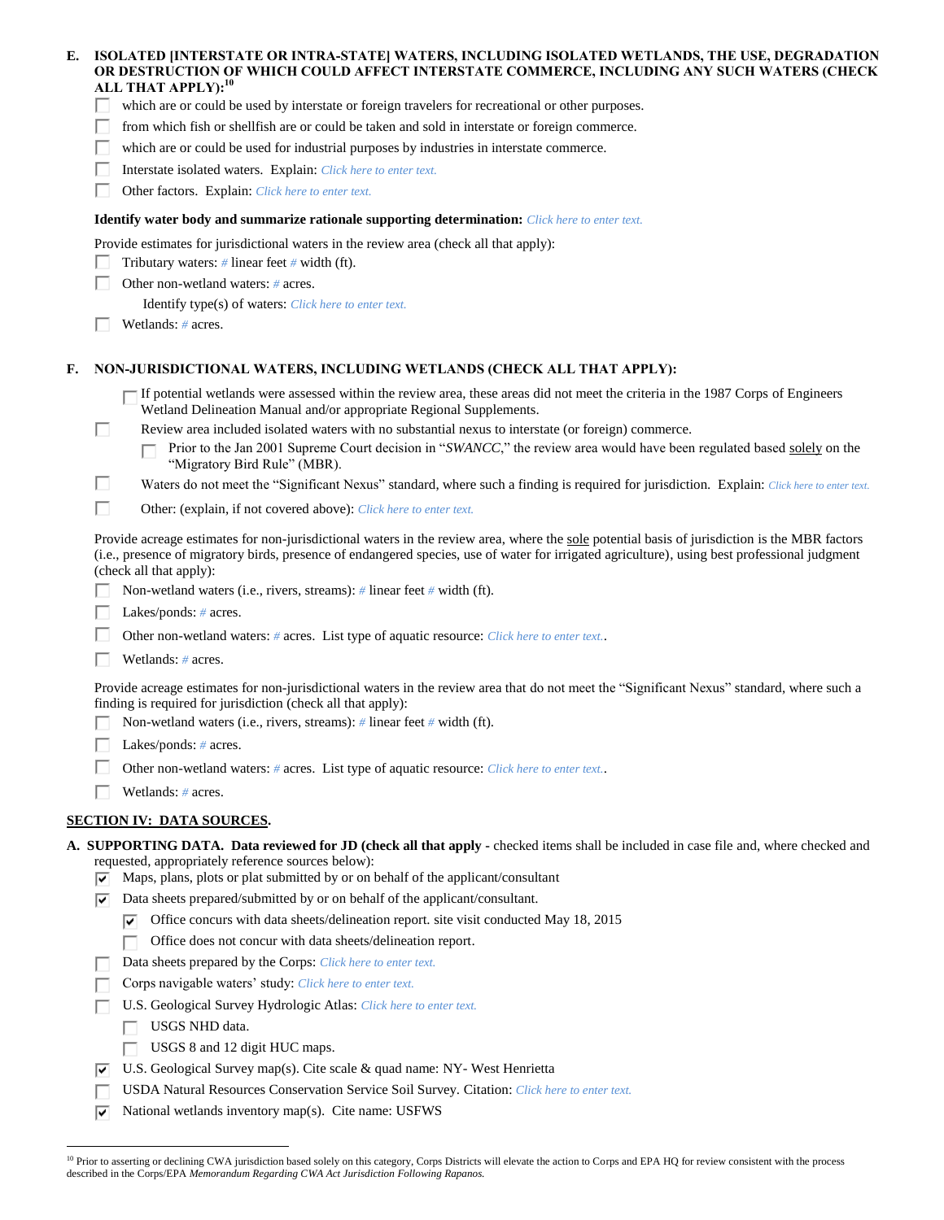**E. ISOLATED [INTERSTATE OR INTRA-STATE] WATERS, INCLUDING ISOLATED WETLANDS, THE USE, DEGRADATION OR DESTRUCTION OF WHICH COULD AFFECT INTERSTATE COMMERCE, INCLUDING ANY SUCH WATERS (CHECK ALL THAT APPLY):[10]**

- ☐ which are or could be used by interstate or foreign travelers for recreational or other purposes.
- ☐ from which fish or shellfish are or could be taken and sold in interstate or foreign commerce.
- ☐ which are or could be used for industrial purposes by industries in interstate commerce.
- ☐ Interstate isolated waters. Explain: *Click here to enter text.*
- ☐ Other factors. Explain: *Click here to enter text.*

**Identify water body and summarize rationale supporting determination:** *Click here to enter text.*

Provide estimates for jurisdictional waters in the review area (check all that apply):

- ☐ Tributary waters: # linear feet # width (ft).
- ☐ Other non-wetland waters: # acres.
  - Identify type(s) of waters: *Click here to enter text.*
- ☐ Wetlands: # acres.

**F. NON-JURISDICTIONAL WATERS, INCLUDING WETLANDS (CHECK ALL THAT APPLY):**

- ☐ If potential wetlands were assessed within the review area, these areas did not meet the criteria in the 1987 Corps of Engineers Wetland Delineation Manual and/or appropriate Regional Supplements.
- ☐ Review area included isolated waters with no substantial nexus to interstate (or foreign) commerce.
  - ☐ Prior to the Jan 2001 Supreme Court decision in "*SWANCC*," the review area would have been regulated based solely on the "Migratory Bird Rule" (MBR).
- ☐ Waters do not meet the "Significant Nexus" standard, where such a finding is required for jurisdiction. Explain: *Click here to enter text.*
- ☐ Other: (explain, if not covered above): *Click here to enter text.*

Provide acreage estimates for non-jurisdictional waters in the review area, where the sole potential basis of jurisdiction is the MBR factors (i.e., presence of migratory birds, presence of endangered species, use of water for irrigated agriculture), using best professional judgment (check all that apply):

- ☐ Non-wetland waters (i.e., rivers, streams): # linear feet # width (ft).
- ☐ Lakes/ponds: # acres.
- ☐ Other non-wetland waters: # acres. List type of aquatic resource: *Click here to enter text.*.
- ☐ Wetlands: # acres.

Provide acreage estimates for non-jurisdictional waters in the review area that do not meet the "Significant Nexus" standard, where such a finding is required for jurisdiction (check all that apply):

- ☐ Non-wetland waters (i.e., rivers, streams): # linear feet # width (ft).
- ☐ Lakes/ponds: # acres.
- ☐ Other non-wetland waters: # acres. List type of aquatic resource: *Click here to enter text.*.
- ☐ Wetlands: # acres.

## SECTION IV: DATA SOURCES.

**A. SUPPORTING DATA. Data reviewed for JD (check all that apply** - checked items shall be included in case file and, where checked and requested, appropriately reference sources below):

- ☑ Maps, plans, plots or plat submitted by or on behalf of the applicant/consultant
- ☑ Data sheets prepared/submitted by or on behalf of the applicant/consultant.
  - ☑ Office concurs with data sheets/delineation report. site visit conducted May 18, 2015
  - ☐ Office does not concur with data sheets/delineation report.
- ☐ Data sheets prepared by the Corps: *Click here to enter text.*
- ☐ Corps navigable waters' study: *Click here to enter text.*
- ☐ U.S. Geological Survey Hydrologic Atlas: *Click here to enter text.*
  - ☐ USGS NHD data.
  - ☐ USGS 8 and 12 digit HUC maps.
- ☑ U.S. Geological Survey map(s). Cite scale & quad name: NY- West Henrietta
- ☐ USDA Natural Resources Conservation Service Soil Survey. Citation: *Click here to enter text.*
- ☑ National wetlands inventory map(s). Cite name: USFWS

---

[10] Prior to asserting or declining CWA jurisdiction based solely on this category, Corps Districts will elevate the action to Corps and EPA HQ for review consistent with the process described in the Corps/EPA *Memorandum Regarding CWA Act Jurisdiction Following Rapanos.*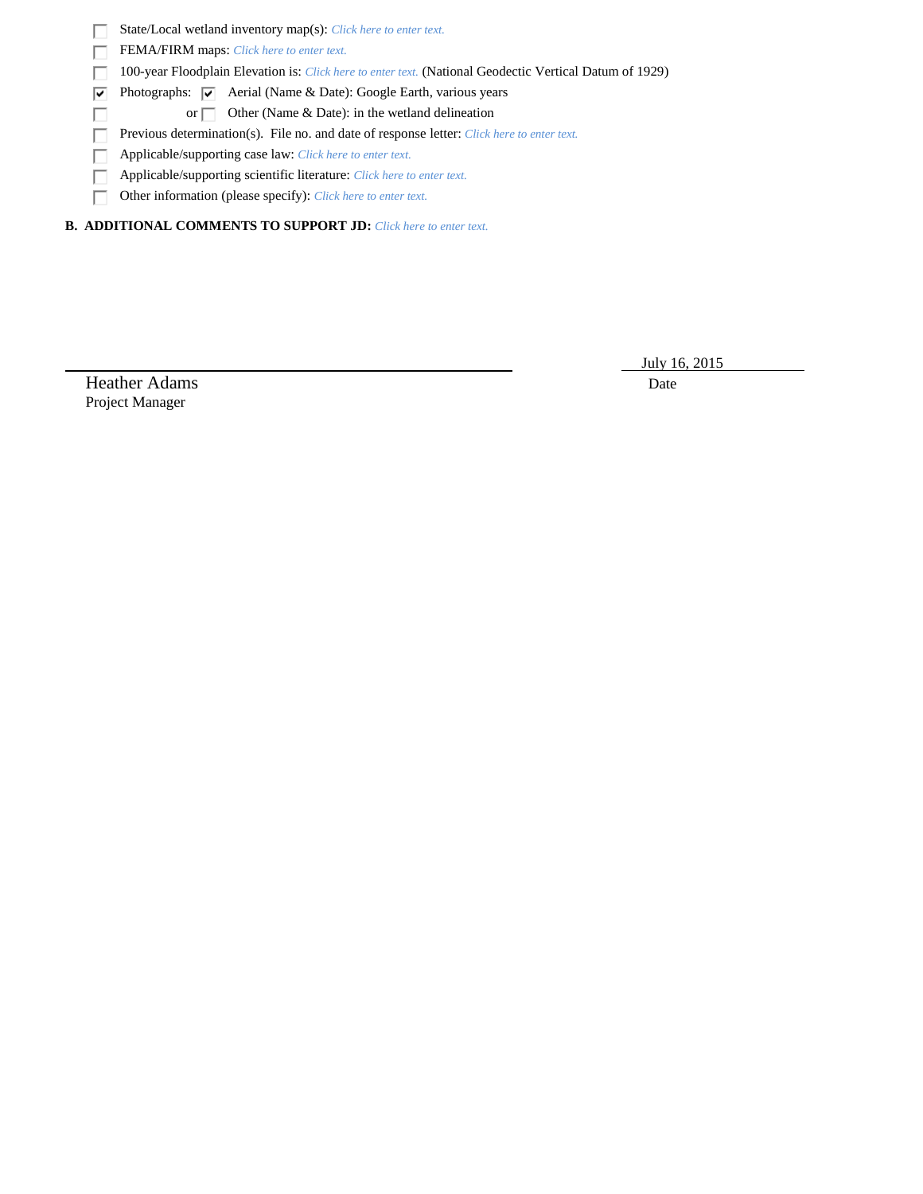- ☐ State/Local wetland inventory map(s): *Click here to enter text.*
- ☐ FEMA/FIRM maps: *Click here to enter text.*
- ☐ 100-year Floodplain Elevation is: *Click here to enter text.* (National Geodectic Vertical Datum of 1929)
- ☑ Photographs: ☑ Aerial (Name & Date): Google Earth, various years
- ☐ or ☐ Other (Name & Date): in the wetland delineation
- ☐ Previous determination(s). File no. and date of response letter: *Click here to enter text.*
- ☐ Applicable/supporting case law: *Click here to enter text.*
- ☐ Applicable/supporting scientific literature: *Click here to enter text.*
- ☐ Other information (please specify): *Click here to enter text.*

**B. ADDITIONAL COMMENTS TO SUPPORT JD:** *Click here to enter text.*

Heather Adams
Project Manager

July 16, 2015
Date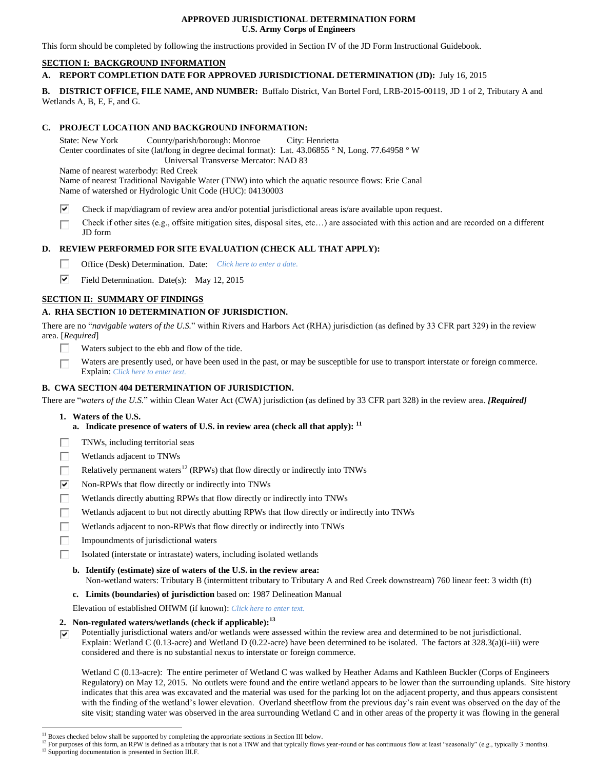**APPROVED JURISDICTIONAL DETERMINATION FORM**
**U.S. Army Corps of Engineers**

This form should be completed by following the instructions provided in Section IV of the JD Form Instructional Guidebook.

## SECTION I: BACKGROUND INFORMATION

**A. REPORT COMPLETION DATE FOR APPROVED JURISDICTIONAL DETERMINATION (JD):** July 16, 2015

**B. DISTRICT OFFICE, FILE NAME, AND NUMBER:** Buffalo District, Van Bortel Ford, LRB-2015-00119, JD 1 of 2, Tributary A and Wetlands A, B, E, F, and G.

**C. PROJECT LOCATION AND BACKGROUND INFORMATION:**

State: New York County/parish/borough: Monroe City: Henrietta
Center coordinates of site (lat/long in degree decimal format): Lat. 43.06855 ° N, Long. 77.64958 ° W
Universal Transverse Mercator: NAD 83
Name of nearest waterbody: Red Creek
Name of nearest Traditional Navigable Water (TNW) into which the aquatic resource flows: Erie Canal
Name of watershed or Hydrologic Unit Code (HUC): 04130003

☑ Check if map/diagram of review area and/or potential jurisdictional areas is/are available upon request.

☐ Check if other sites (e.g., offsite mitigation sites, disposal sites, etc…) are associated with this action and are recorded on a different JD form

**D. REVIEW PERFORMED FOR SITE EVALUATION (CHECK ALL THAT APPLY):**

☐ Office (Desk) Determination. Date: *Click here to enter a date.*

☑ Field Determination. Date(s): May 12, 2015

## SECTION II: SUMMARY OF FINDINGS

**A. RHA SECTION 10 DETERMINATION OF JURISDICTION.**

There are no "*navigable waters of the U.S.*" within Rivers and Harbors Act (RHA) jurisdiction (as defined by 33 CFR part 329) in the review area. [*Required*]

☐ Waters subject to the ebb and flow of the tide.

☐ Waters are presently used, or have been used in the past, or may be susceptible for use to transport interstate or foreign commerce. Explain: *Click here to enter text.*

**B. CWA SECTION 404 DETERMINATION OF JURISDICTION.**

There are "*waters of the U.S.*" within Clean Water Act (CWA) jurisdiction (as defined by 33 CFR part 328) in the review area. ***[Required]***

**1. Waters of the U.S.**

**a. Indicate presence of waters of U.S. in review area (check all that apply):** [11]

☐ TNWs, including territorial seas

☐ Wetlands adjacent to TNWs

☐ Relatively permanent waters[12] (RPWs) that flow directly or indirectly into TNWs

☑ Non-RPWs that flow directly or indirectly into TNWs

☐ Wetlands directly abutting RPWs that flow directly or indirectly into TNWs

☐ Wetlands adjacent to but not directly abutting RPWs that flow directly or indirectly into TNWs

☐ Wetlands adjacent to non-RPWs that flow directly or indirectly into TNWs

☐ Impoundments of jurisdictional waters

☐ Isolated (interstate or intrastate) waters, including isolated wetlands

**b. Identify (estimate) size of waters of the U.S. in the review area:**
Non-wetland waters: Tributary B (intermittent tributary to Tributary A and Red Creek downstream) 760 linear feet: 3 width (ft)

**c. Limits (boundaries) of jurisdiction** based on: 1987 Delineation Manual

Elevation of established OHWM (if known): *Click here to enter text.*

**2. Non-regulated waters/wetlands (check if applicable):**[13]

☑ Potentially jurisdictional waters and/or wetlands were assessed within the review area and determined to be not jurisdictional. Explain: Wetland C (0.13-acre) and Wetland D (0.22-acre) have been determined to be isolated. The factors at 328.3(a)(i-iii) were considered and there is no substantial nexus to interstate or foreign commerce.

Wetland C (0.13-acre): The entire perimeter of Wetland C was walked by Heather Adams and Kathleen Buckler (Corps of Engineers Regulatory) on May 12, 2015. No outlets were found and the entire wetland appears to be lower than the surrounding uplands. Site history indicates that this area was excavated and the material was used for the parking lot on the adjacent property, and thus appears consistent with the finding of the wetland's lower elevation. Overland sheetflow from the previous day's rain event was observed on the day of the site visit; standing water was observed in the area surrounding Wetland C and in other areas of the property it was flowing in the general

---

[11] Boxes checked below shall be supported by completing the appropriate sections in Section III below.
[12] For purposes of this form, an RPW is defined as a tributary that is not a TNW and that typically flows year-round or has continuous flow at least "seasonally" (e.g., typically 3 months).
[13] Supporting documentation is presented in Section III.F.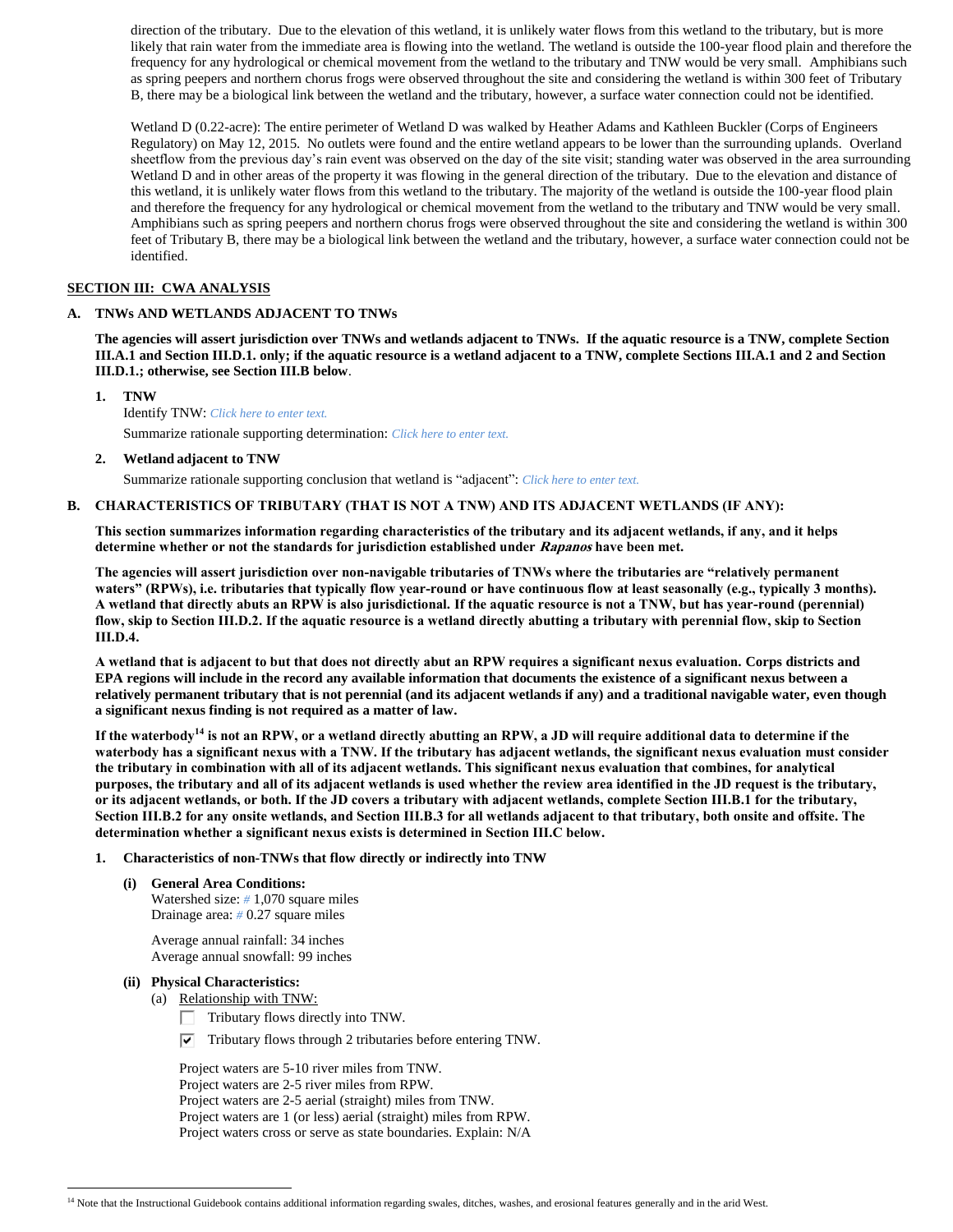direction of the tributary. Due to the elevation of this wetland, it is unlikely water flows from this wetland to the tributary, but is more likely that rain water from the immediate area is flowing into the wetland. The wetland is outside the 100-year flood plain and therefore the frequency for any hydrological or chemical movement from the wetland to the tributary and TNW would be very small. Amphibians such as spring peepers and northern chorus frogs were observed throughout the site and considering the wetland is within 300 feet of Tributary B, there may be a biological link between the wetland and the tributary, however, a surface water connection could not be identified.

Wetland D (0.22-acre): The entire perimeter of Wetland D was walked by Heather Adams and Kathleen Buckler (Corps of Engineers Regulatory) on May 12, 2015. No outlets were found and the entire wetland appears to be lower than the surrounding uplands. Overland sheetflow from the previous day's rain event was observed on the day of the site visit; standing water was observed in the area surrounding Wetland D and in other areas of the property it was flowing in the general direction of the tributary. Due to the elevation and distance of this wetland, it is unlikely water flows from this wetland to the tributary. The majority of the wetland is outside the 100-year flood plain and therefore the frequency for any hydrological or chemical movement from the wetland to the tributary and TNW would be very small. Amphibians such as spring peepers and northern chorus frogs were observed throughout the site and considering the wetland is within 300 feet of Tributary B, there may be a biological link between the wetland and the tributary, however, a surface water connection could not be identified.

## SECTION III: CWA ANALYSIS

### A. TNWs AND WETLANDS ADJACENT TO TNWs

**The agencies will assert jurisdiction over TNWs and wetlands adjacent to TNWs. If the aquatic resource is a TNW, complete Section III.A.1 and Section III.D.1. only; if the aquatic resource is a wetland adjacent to a TNW, complete Sections III.A.1 and 2 and Section III.D.1.; otherwise, see Section III.B below.**

**1. TNW**

Identify TNW: *Click here to enter text.*

Summarize rationale supporting determination: *Click here to enter text.*

**2. Wetland adjacent to TNW**

Summarize rationale supporting conclusion that wetland is "adjacent": *Click here to enter text.*

### B. CHARACTERISTICS OF TRIBUTARY (THAT IS NOT A TNW) AND ITS ADJACENT WETLANDS (IF ANY):

**This section summarizes information regarding characteristics of the tributary and its adjacent wetlands, if any, and it helps determine whether or not the standards for jurisdiction established under *Rapanos* have been met.**

**The agencies will assert jurisdiction over non-navigable tributaries of TNWs where the tributaries are "relatively permanent waters" (RPWs), i.e. tributaries that typically flow year-round or have continuous flow at least seasonally (e.g., typically 3 months). A wetland that directly abuts an RPW is also jurisdictional. If the aquatic resource is not a TNW, but has year-round (perennial) flow, skip to Section III.D.2. If the aquatic resource is a wetland directly abutting a tributary with perennial flow, skip to Section III.D.4.**

**A wetland that is adjacent to but that does not directly abut an RPW requires a significant nexus evaluation. Corps districts and EPA regions will include in the record any available information that documents the existence of a significant nexus between a relatively permanent tributary that is not perennial (and its adjacent wetlands if any) and a traditional navigable water, even though a significant nexus finding is not required as a matter of law.**

**If the waterbody[14] is not an RPW, or a wetland directly abutting an RPW, a JD will require additional data to determine if the waterbody has a significant nexus with a TNW. If the tributary has adjacent wetlands, the significant nexus evaluation must consider the tributary in combination with all of its adjacent wetlands. This significant nexus evaluation that combines, for analytical purposes, the tributary and all of its adjacent wetlands is used whether the review area identified in the JD request is the tributary, or its adjacent wetlands, or both. If the JD covers a tributary with adjacent wetlands, complete Section III.B.1 for the tributary, Section III.B.2 for any onsite wetlands, and Section III.B.3 for all wetlands adjacent to that tributary, both onsite and offsite. The determination whether a significant nexus exists is determined in Section III.C below.**

**1. Characteristics of non-TNWs that flow directly or indirectly into TNW**

**(i) General Area Conditions:**

Watershed size: # 1,070 square miles
Drainage area: # 0.27 square miles

Average annual rainfall: 34 inches
Average annual snowfall: 99 inches

**(ii) Physical Characteristics:**

(a) Relationship with TNW:

☐ Tributary flows directly into TNW.

☑ Tributary flows through 2 tributaries before entering TNW.

Project waters are 5-10 river miles from TNW.
Project waters are 2-5 river miles from RPW.
Project waters are 2-5 aerial (straight) miles from TNW.
Project waters are 1 (or less) aerial (straight) miles from RPW.
Project waters cross or serve as state boundaries. Explain: N/A

[14] Note that the Instructional Guidebook contains additional information regarding swales, ditches, washes, and erosional features generally and in the arid West.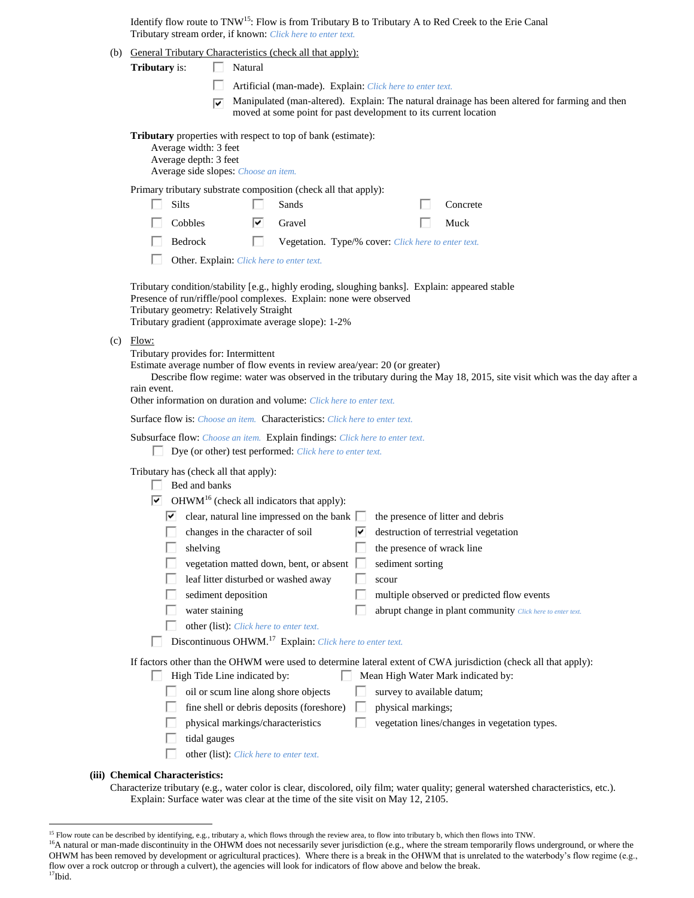Identify flow route to TNW[15]: Flow is from Tributary B to Tributary A to Red Creek to the Erie Canal
Tributary stream order, if known: Click here to enter text.

(b) General Tributary Characteristics (check all that apply):

**Tributary** is:
- ☐ Natural
- ☐ Artificial (man-made). Explain: Click here to enter text.
- ☑ Manipulated (man-altered). Explain: The natural drainage has been altered for farming and then moved at some point for past development to its current location

**Tributary** properties with respect to top of bank (estimate):
Average width: 3 feet
Average depth: 3 feet
Average side slopes: Choose an item.

Primary tributary substrate composition (check all that apply):

| | | |
|---|---|---|
| ☐ Silts | ☐ Sands | ☐ Concrete |
| ☐ Cobbles | ☑ Gravel | ☐ Muck |
| ☐ Bedrock | ☐ Vegetation. Type/% cover: Click here to enter text. | |
| ☐ Other. Explain: Click here to enter text. | | |

Tributary condition/stability [e.g., highly eroding, sloughing banks]. Explain: appeared stable
Presence of run/riffle/pool complexes. Explain: none were observed
Tributary geometry: Relatively Straight
Tributary gradient (approximate average slope): 1-2%

(c) Flow:
Tributary provides for: Intermittent
Estimate average number of flow events in review area/year: 20 (or greater)
Describe flow regime: water was observed in the tributary during the May 18, 2015, site visit which was the day after a rain event.
Other information on duration and volume: Click here to enter text.

Surface flow is: Choose an item. Characteristics: Click here to enter text.

Subsurface flow: Choose an item. Explain findings: Click here to enter text.
- ☐ Dye (or other) test performed: Click here to enter text.

Tributary has (check all that apply):
- ☐ Bed and banks
- ☑ OHWM[16] (check all indicators that apply):

| | |
|---|---|
| ☑ clear, natural line impressed on the bank | ☐ the presence of litter and debris |
| ☐ changes in the character of soil | ☑ destruction of terrestrial vegetation |
| ☐ shelving | ☐ the presence of wrack line |
| ☐ vegetation matted down, bent, or absent | ☐ sediment sorting |
| ☐ leaf litter disturbed or washed away | ☐ scour |
| ☐ sediment deposition | ☐ multiple observed or predicted flow events |
| ☐ water staining | ☐ abrupt change in plant community Click here to enter text. |
| ☐ other (list): Click here to enter text. | |

- ☐ Discontinuous OHWM.[17] Explain: Click here to enter text.

If factors other than the OHWM were used to determine lateral extent of CWA jurisdiction (check all that apply):

| | |
|---|---|
| ☐ High Tide Line indicated by: | ☐ Mean High Water Mark indicated by: |
| ☐ oil or scum line along shore objects | ☐ survey to available datum; |
| ☐ fine shell or debris deposits (foreshore) | ☐ physical markings; |
| ☐ physical markings/characteristics | ☐ vegetation lines/changes in vegetation types. |
| ☐ tidal gauges | |
| ☐ other (list): Click here to enter text. | |

**(iii) Chemical Characteristics:**
Characterize tributary (e.g., water color is clear, discolored, oily film; water quality; general watershed characteristics, etc.).
Explain: Surface water was clear at the time of the site visit on May 12, 2105.

---

[15] Flow route can be described by identifying, e.g., tributary a, which flows through the review area, to flow into tributary b, which then flows into TNW.
[16] A natural or man-made discontinuity in the OHWM does not necessarily sever jurisdiction (e.g., where the stream temporarily flows underground, or where the OHWM has been removed by development or agricultural practices). Where there is a break in the OHWM that is unrelated to the waterbody's flow regime (e.g., flow over a rock outcrop or through a culvert), the agencies will look for indicators of flow above and below the break.
[17] Ibid.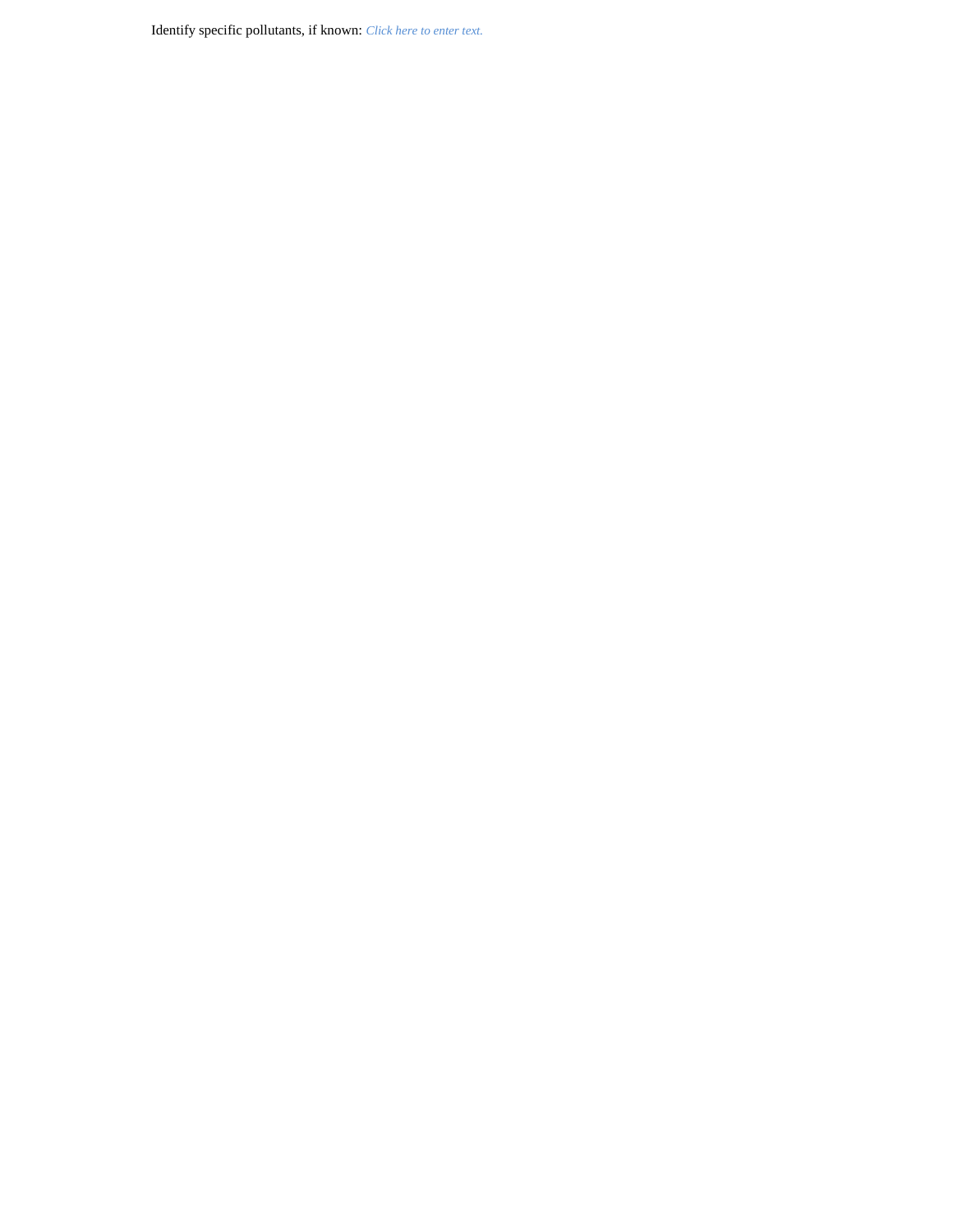Identify specific pollutants, if known: *Click here to enter text.*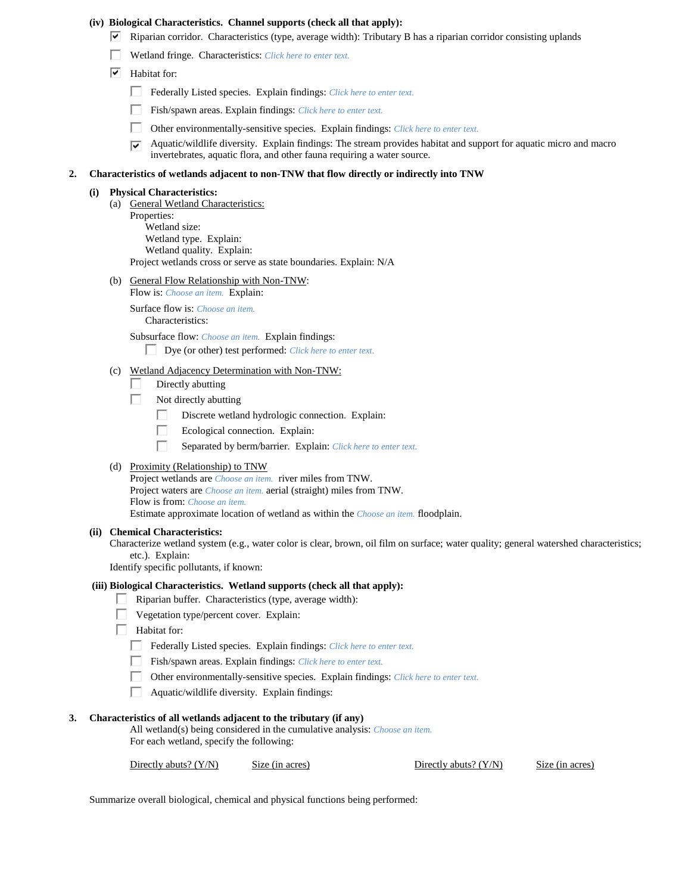**(iv) Biological Characteristics. Channel supports (check all that apply):**

- ☑ Riparian corridor. Characteristics (type, average width): Tributary B has a riparian corridor consisting uplands
- ☐ Wetland fringe. Characteristics: *Click here to enter text.*
- ☑ Habitat for:
  - ☐ Federally Listed species. Explain findings: *Click here to enter text.*
  - ☐ Fish/spawn areas. Explain findings: *Click here to enter text.*
  - ☐ Other environmentally-sensitive species. Explain findings: *Click here to enter text.*
  - ☑ Aquatic/wildlife diversity. Explain findings: The stream provides habitat and support for aquatic micro and macro invertebrates, aquatic flora, and other fauna requiring a water source.

**2. Characteristics of wetlands adjacent to non-TNW that flow directly or indirectly into TNW**

**(i) Physical Characteristics:**

(a) General Wetland Characteristics:

Properties:

Wetland size:

Wetland type. Explain:

Wetland quality. Explain:

Project wetlands cross or serve as state boundaries. Explain: N/A

(b) General Flow Relationship with Non-TNW:

Flow is: *Choose an item.* Explain:

Surface flow is: *Choose an item.*

Characteristics:

Subsurface flow: *Choose an item.* Explain findings:

- ☐ Dye (or other) test performed: *Click here to enter text.*

(c) Wetland Adjacency Determination with Non-TNW:

- ☐ Directly abutting
- ☐ Not directly abutting
  - ☐ Discrete wetland hydrologic connection. Explain:
  - ☐ Ecological connection. Explain:
  - ☐ Separated by berm/barrier. Explain: *Click here to enter text.*

(d) Proximity (Relationship) to TNW

Project wetlands are *Choose an item.* river miles from TNW.

Project waters are *Choose an item.* aerial (straight) miles from TNW.

Flow is from: *Choose an item.*

Estimate approximate location of wetland as within the *Choose an item.* floodplain.

**(ii) Chemical Characteristics:**

Characterize wetland system (e.g., water color is clear, brown, oil film on surface; water quality; general watershed characteristics; etc.). Explain:

Identify specific pollutants, if known:

**(iii) Biological Characteristics. Wetland supports (check all that apply):**

- ☐ Riparian buffer. Characteristics (type, average width):
- ☐ Vegetation type/percent cover. Explain:
- ☐ Habitat for:
  - ☐ Federally Listed species. Explain findings: *Click here to enter text.*
  - ☐ Fish/spawn areas. Explain findings: *Click here to enter text.*
  - ☐ Other environmentally-sensitive species. Explain findings: *Click here to enter text.*
  - ☐ Aquatic/wildlife diversity. Explain findings:

**3. Characteristics of all wetlands adjacent to the tributary (if any)**

All wetland(s) being considered in the cumulative analysis: *Choose an item.*

For each wetland, specify the following:

| Directly abuts? (Y/N) | Size (in acres) | Directly abuts? (Y/N) | Size (in acres) |
|---|---|---|---|

Summarize overall biological, chemical and physical functions being performed: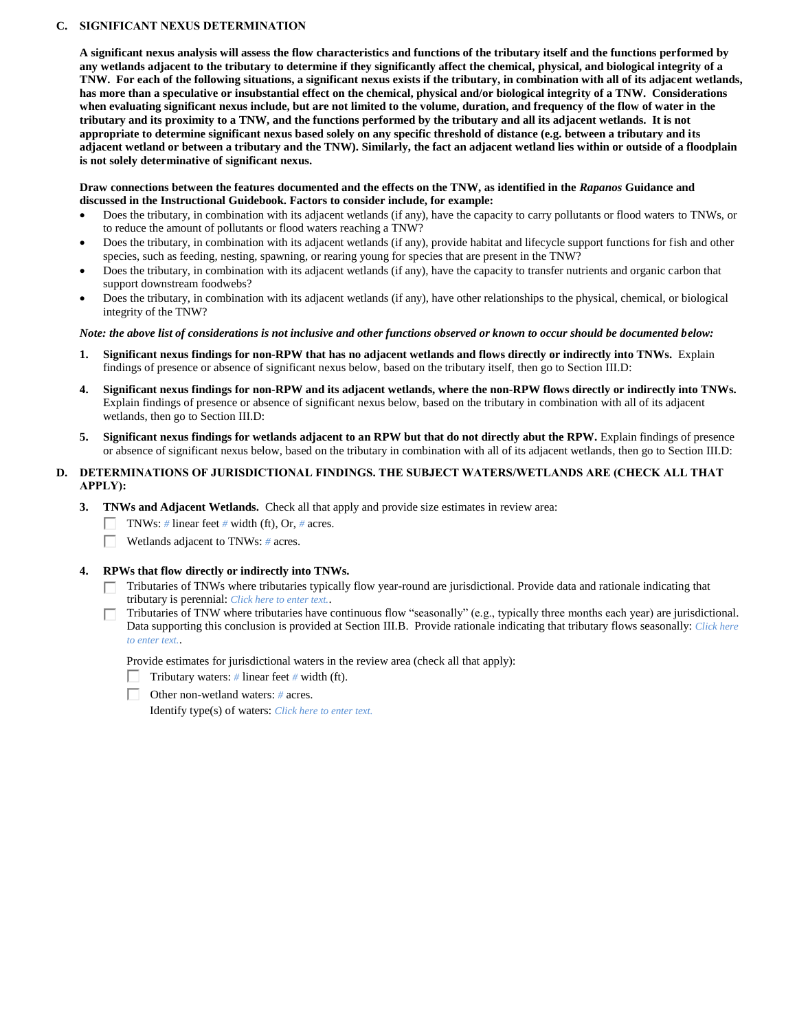**C. SIGNIFICANT NEXUS DETERMINATION**

**A significant nexus analysis will assess the flow characteristics and functions of the tributary itself and the functions performed by any wetlands adjacent to the tributary to determine if they significantly affect the chemical, physical, and biological integrity of a TNW. For each of the following situations, a significant nexus exists if the tributary, in combination with all of its adjacent wetlands, has more than a speculative or insubstantial effect on the chemical, physical and/or biological integrity of a TNW. Considerations when evaluating significant nexus include, but are not limited to the volume, duration, and frequency of the flow of water in the tributary and its proximity to a TNW, and the functions performed by the tributary and all its adjacent wetlands. It is not appropriate to determine significant nexus based solely on any specific threshold of distance (e.g. between a tributary and its adjacent wetland or between a tributary and the TNW). Similarly, the fact an adjacent wetland lies within or outside of a floodplain is not solely determinative of significant nexus.**

**Draw connections between the features documented and the effects on the TNW, as identified in the *Rapanos* Guidance and discussed in the Instructional Guidebook. Factors to consider include, for example:**

- Does the tributary, in combination with its adjacent wetlands (if any), have the capacity to carry pollutants or flood waters to TNWs, or to reduce the amount of pollutants or flood waters reaching a TNW?
- Does the tributary, in combination with its adjacent wetlands (if any), provide habitat and lifecycle support functions for fish and other species, such as feeding, nesting, spawning, or rearing young for species that are present in the TNW?
- Does the tributary, in combination with its adjacent wetlands (if any), have the capacity to transfer nutrients and organic carbon that support downstream foodwebs?
- Does the tributary, in combination with its adjacent wetlands (if any), have other relationships to the physical, chemical, or biological integrity of the TNW?

***Note: the above list of considerations is not inclusive and other functions observed or known to occur should be documented below:***

1. **Significant nexus findings for non-RPW that has no adjacent wetlands and flows directly or indirectly into TNWs.** Explain findings of presence or absence of significant nexus below, based on the tributary itself, then go to Section III.D:

4. **Significant nexus findings for non-RPW and its adjacent wetlands, where the non-RPW flows directly or indirectly into TNWs.** Explain findings of presence or absence of significant nexus below, based on the tributary in combination with all of its adjacent wetlands, then go to Section III.D:

5. **Significant nexus findings for wetlands adjacent to an RPW but that do not directly abut the RPW.** Explain findings of presence or absence of significant nexus below, based on the tributary in combination with all of its adjacent wetlands, then go to Section III.D:

**D. DETERMINATIONS OF JURISDICTIONAL FINDINGS. THE SUBJECT WATERS/WETLANDS ARE (CHECK ALL THAT APPLY):**

3. **TNWs and Adjacent Wetlands.** Check all that apply and provide size estimates in review area:
   - ☐ TNWs: # linear feet # width (ft), Or, # acres.
   - ☐ Wetlands adjacent to TNWs: # acres.

4. **RPWs that flow directly or indirectly into TNWs.**
   - ☐ Tributaries of TNWs where tributaries typically flow year-round are jurisdictional. Provide data and rationale indicating that tributary is perennial: Click here to enter text..
   - ☐ Tributaries of TNW where tributaries have continuous flow "seasonally" (e.g., typically three months each year) are jurisdictional. Data supporting this conclusion is provided at Section III.B. Provide rationale indicating that tributary flows seasonally: Click here to enter text..

   Provide estimates for jurisdictional waters in the review area (check all that apply):
   - ☐ Tributary waters: # linear feet # width (ft).
   - ☐ Other non-wetland waters: # acres.
     Identify type(s) of waters: Click here to enter text.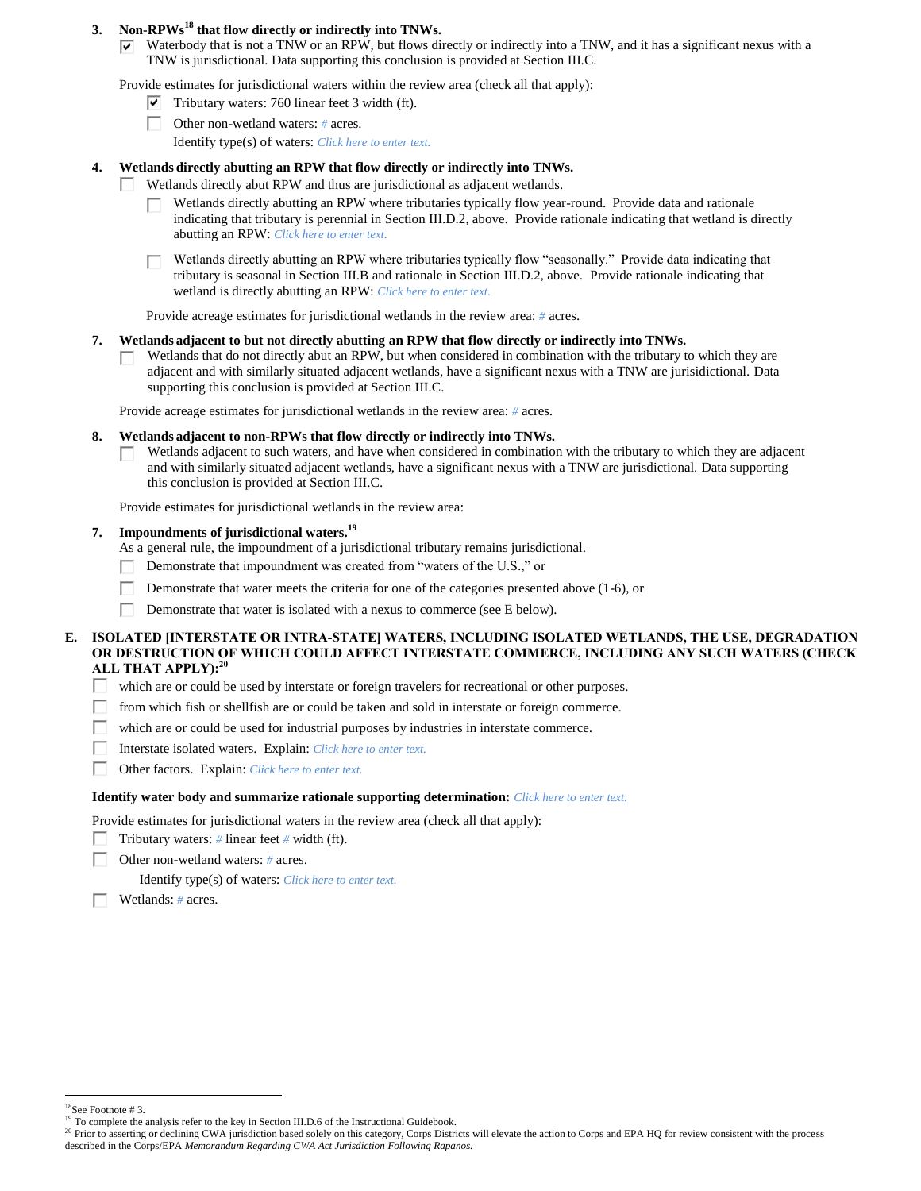**3. Non-RPWs[18] that flow directly or indirectly into TNWs.**

- [x] Waterbody that is not a TNW or an RPW, but flows directly or indirectly into a TNW, and it has a significant nexus with a TNW is jurisdictional. Data supporting this conclusion is provided at Section III.C.

Provide estimates for jurisdictional waters within the review area (check all that apply):

- [x] Tributary waters: 760 linear feet 3 width (ft).
- [ ] Other non-wetland waters: # acres.

  Identify type(s) of waters: *Click here to enter text.*

**4. Wetlands directly abutting an RPW that flow directly or indirectly into TNWs.**

- [ ] Wetlands directly abut RPW and thus are jurisdictional as adjacent wetlands.
  - [ ] Wetlands directly abutting an RPW where tributaries typically flow year-round. Provide data and rationale indicating that tributary is perennial in Section III.D.2, above. Provide rationale indicating that wetland is directly abutting an RPW: *Click here to enter text.*
  - [ ] Wetlands directly abutting an RPW where tributaries typically flow "seasonally." Provide data indicating that tributary is seasonal in Section III.B and rationale in Section III.D.2, above. Provide rationale indicating that wetland is directly abutting an RPW: *Click here to enter text.*

  Provide acreage estimates for jurisdictional wetlands in the review area: # acres.

**7. Wetlands adjacent to but not directly abutting an RPW that flow directly or indirectly into TNWs.**

- [ ] Wetlands that do not directly abut an RPW, but when considered in combination with the tributary to which they are adjacent and with similarly situated adjacent wetlands, have a significant nexus with a TNW are jurisidictional. Data supporting this conclusion is provided at Section III.C.

Provide acreage estimates for jurisdictional wetlands in the review area: # acres.

**8. Wetlands adjacent to non-RPWs that flow directly or indirectly into TNWs.**

- [ ] Wetlands adjacent to such waters, and have when considered in combination with the tributary to which they are adjacent and with similarly situated adjacent wetlands, have a significant nexus with a TNW are jurisdictional. Data supporting this conclusion is provided at Section III.C.

Provide estimates for jurisdictional wetlands in the review area:

**7. Impoundments of jurisdictional waters.[19]**

As a general rule, the impoundment of a jurisdictional tributary remains jurisdictional.

- [ ] Demonstrate that impoundment was created from "waters of the U.S.," or
- [ ] Demonstrate that water meets the criteria for one of the categories presented above (1-6), or
- [ ] Demonstrate that water is isolated with a nexus to commerce (see E below).

**E. ISOLATED [INTERSTATE OR INTRA-STATE] WATERS, INCLUDING ISOLATED WETLANDS, THE USE, DEGRADATION OR DESTRUCTION OF WHICH COULD AFFECT INTERSTATE COMMERCE, INCLUDING ANY SUCH WATERS (CHECK ALL THAT APPLY):[20]**

- [ ] which are or could be used by interstate or foreign travelers for recreational or other purposes.
- [ ] from which fish or shellfish are or could be taken and sold in interstate or foreign commerce.
- [ ] which are or could be used for industrial purposes by industries in interstate commerce.
- [ ] Interstate isolated waters. Explain: *Click here to enter text.*
- [ ] Other factors. Explain: *Click here to enter text.*

**Identify water body and summarize rationale supporting determination:** *Click here to enter text.*

Provide estimates for jurisdictional waters in the review area (check all that apply):

- [ ] Tributary waters: # linear feet # width (ft).
- [ ] Other non-wetland waters: # acres.

  Identify type(s) of waters: *Click here to enter text.*
- [ ] Wetlands: # acres.

---

[18] See Footnote # 3.

[19] To complete the analysis refer to the key in Section III.D.6 of the Instructional Guidebook.

[20] Prior to asserting or declining CWA jurisdiction based solely on this category, Corps Districts will elevate the action to Corps and EPA HQ for review consistent with the process described in the Corps/EPA *Memorandum Regarding CWA Act Jurisdiction Following Rapanos.*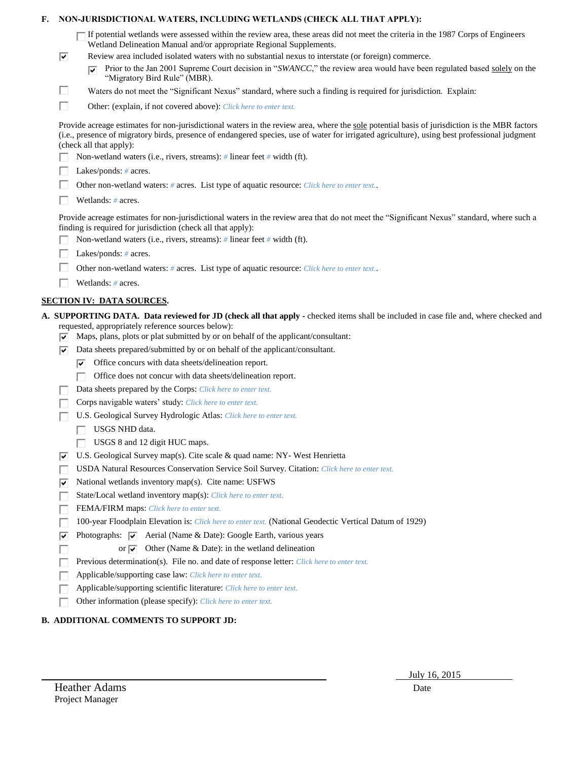**F. NON-JURISDICTIONAL WATERS, INCLUDING WETLANDS (CHECK ALL THAT APPLY):**

- ☐ If potential wetlands were assessed within the review area, these areas did not meet the criteria in the 1987 Corps of Engineers Wetland Delineation Manual and/or appropriate Regional Supplements.
- ☑ Review area included isolated waters with no substantial nexus to interstate (or foreign) commerce.
  - ☑ Prior to the Jan 2001 Supreme Court decision in "*SWANCC*," the review area would have been regulated based solely on the "Migratory Bird Rule" (MBR).
- ☐ Waters do not meet the "Significant Nexus" standard, where such a finding is required for jurisdiction. Explain:
- ☐ Other: (explain, if not covered above): *Click here to enter text.*

Provide acreage estimates for non-jurisdictional waters in the review area, where the sole potential basis of jurisdiction is the MBR factors (i.e., presence of migratory birds, presence of endangered species, use of water for irrigated agriculture), using best professional judgment (check all that apply):

- ☐ Non-wetland waters (i.e., rivers, streams): # linear feet # width (ft).
- ☐ Lakes/ponds: # acres.
- ☐ Other non-wetland waters: # acres. List type of aquatic resource: *Click here to enter text.*.
- ☐ Wetlands: # acres.

Provide acreage estimates for non-jurisdictional waters in the review area that do not meet the "Significant Nexus" standard, where such a finding is required for jurisdiction (check all that apply):

- ☐ Non-wetland waters (i.e., rivers, streams): # linear feet # width (ft).
- ☐ Lakes/ponds: # acres.
- ☐ Other non-wetland waters: # acres. List type of aquatic resource: *Click here to enter text.*.
- ☐ Wetlands: # acres.

## SECTION IV: DATA SOURCES.

**A. SUPPORTING DATA. Data reviewed for JD (check all that apply** - checked items shall be included in case file and, where checked and requested, appropriately reference sources below):

- ☑ Maps, plans, plots or plat submitted by or on behalf of the applicant/consultant:
- ☑ Data sheets prepared/submitted by or on behalf of the applicant/consultant.
  - ☑ Office concurs with data sheets/delineation report.
  - ☐ Office does not concur with data sheets/delineation report.
- ☐ Data sheets prepared by the Corps: *Click here to enter text.*
- ☐ Corps navigable waters' study: *Click here to enter text.*
- ☐ U.S. Geological Survey Hydrologic Atlas: *Click here to enter text.*
  - ☐ USGS NHD data.
  - ☐ USGS 8 and 12 digit HUC maps.
- ☑ U.S. Geological Survey map(s). Cite scale & quad name: NY- West Henrietta
- ☐ USDA Natural Resources Conservation Service Soil Survey. Citation: *Click here to enter text.*
- ☑ National wetlands inventory map(s). Cite name: USFWS
- ☐ State/Local wetland inventory map(s): *Click here to enter text.*
- ☐ FEMA/FIRM maps: *Click here to enter text.*
- ☐ 100-year Floodplain Elevation is: *Click here to enter text.* (National Geodectic Vertical Datum of 1929)
- ☑ Photographs: ☑ Aerial (Name & Date): Google Earth, various years
- ☐ or ☑ Other (Name & Date): in the wetland delineation
- ☐ Previous determination(s). File no. and date of response letter: *Click here to enter text.*
- ☐ Applicable/supporting case law: *Click here to enter text.*
- ☐ Applicable/supporting scientific literature: *Click here to enter text.*
- ☐ Other information (please specify): *Click here to enter text.*

**B. ADDITIONAL COMMENTS TO SUPPORT JD:**

Heather Adams
Project Manager

July 16, 2015
Date